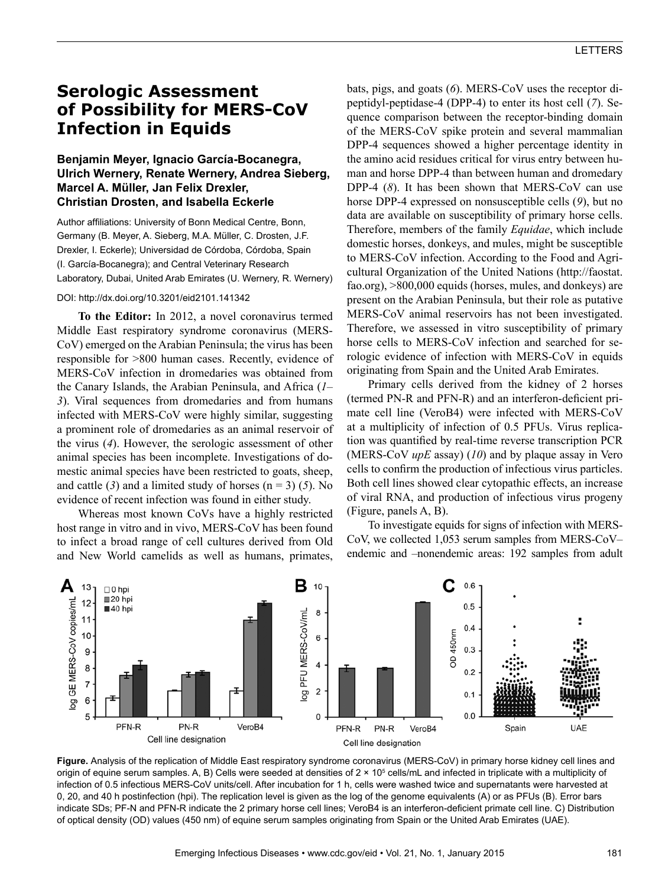# Serologic Assessment of Possibility for MERS-CoV Infection in Equids

**Benjamin Meyer, Ignacio García-Bocanegra, Ulrich Wernery, Renate Wernery, Andrea Sieberg, Marcel A. Müller, Jan Felix Drexler, Christian Drosten, and Isabella Eckerle**

Author affiliations: University of Bonn Medical Centre, Bonn, Germany (B. Meyer, A. Sieberg, M.A. Müller, C. Drosten, J.F. Drexler, I. Eckerle); Universidad de Córdoba, Córdoba, Spain (I. García-Bocanegra); and Central Veterinary Research Laboratory, Dubai, United Arab Emirates (U. Wernery, R. Wernery)

DOI: http://dx.doi.org/10.3201/eid2101.141342

**To the Editor:** In 2012, a novel coronavirus termed Middle East respiratory syndrome coronavirus (MERS-CoV) emerged on the Arabian Peninsula; the virus has been responsible for >800 human cases. Recently, evidence of MERS-CoV infection in dromedaries was obtained from the Canary Islands, the Arabian Peninsula, and Africa (*1*–*3*). Viral sequences from dromedaries and from humans infected with MERS-CoV were highly similar, suggesting a prominent role of dromedaries as an animal reservoir of the virus (*4*). However, the serologic assessment of other animal species has been incomplete. Investigations of domestic animal species have been restricted to goats, sheep, and cattle (*3*) and a limited study of horses (n = 3) (*5*). No evidence of recent infection was found in either study.

Whereas most known CoVs have a highly restricted host range in vitro and in vivo, MERS-CoV has been found to infect a broad range of cell cultures derived from Old and New World camelids as well as humans, primates, bats, pigs, and goats (*6*). MERS-CoV uses the receptor dipeptidyl-peptidase-4 (DPP-4) to enter its host cell (*7*). Sequence comparison between the receptor-binding domain of the MERS-CoV spike protein and several mammalian DPP-4 sequences showed a higher percentage identity in the amino acid residues critical for virus entry between human and horse DPP-4 than between human and dromedary DPP-4 (*8*). It has been shown that MERS-CoV can use horse DPP-4 expressed on nonsusceptible cells (*9*), but no data are available on susceptibility of primary horse cells. Therefore, members of the family *Equidae*, which include domestic horses, donkeys, and mules, might be susceptible to MERS-CoV infection. According to the Food and Agricultural Organization of the United Nations (http://faostat.fao.org), >800,000 equids (horses, mules, and donkeys) are present on the Arabian Peninsula, but their role as putative MERS-CoV animal reservoirs has not been investigated. Therefore, we assessed in vitro susceptibility of primary horse cells to MERS-CoV infection and searched for serologic evidence of infection with MERS-CoV in equids originating from Spain and the United Arab Emirates.

Primary cells derived from the kidney of 2 horses (termed PN-R and PFN-R) and an interferon-deficient primate cell line (VeroB4) were infected with MERS-CoV at a multiplicity of infection of 0.5 PFUs. Virus replication was quantified by real-time reverse transcription PCR (MERS-CoV *upE* assay) (*10*) and by plaque assay in Vero cells to confirm the production of infectious virus particles. Both cell lines showed clear cytopathic effects, an increase of viral RNA, and production of infectious virus progeny (Figure, panels A, B).

To investigate equids for signs of infection with MERS-CoV, we collected 1,053 serum samples from MERS-CoV–endemic and –nonendemic areas: 192 samples from adult

**Figure.** Analysis of the replication of Middle East respiratory syndrome coronavirus (MERS-CoV) in primary horse kidney cell lines and origin of equine serum samples. A, B) Cells were seeded at densities of $2 \times 10^5$ cells/mL and infected in triplicate with a multiplicity of infection of 0.5 infectious MERS-CoV units/cell. After incubation for 1 h, cells were washed twice and supernatants were harvested at 0, 20, and 40 h postinfection (hpi). The replication level is given as the log of the genome equivalents (A) or as PFUs (B). Error bars indicate SDs; PF-N and PFN-R indicate the 2 primary horse cell lines; VeroB4 is an interferon-deficient primate cell line. C) Distribution of optical density (OD) values (450 nm) of equine serum samples originating from Spain or the United Arab Emirates (UAE).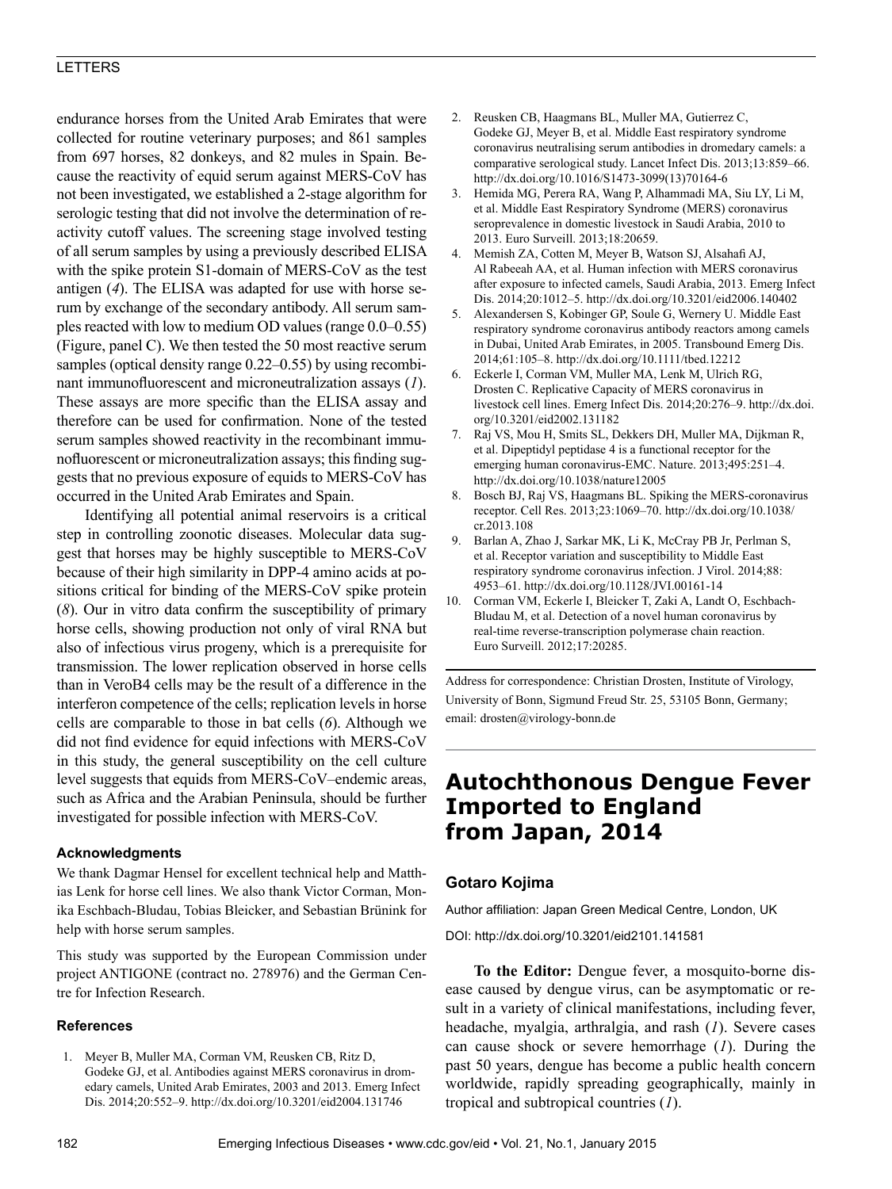endurance horses from the United Arab Emirates that were collected for routine veterinary purposes; and 861 samples from 697 horses, 82 donkeys, and 82 mules in Spain. Because the reactivity of equid serum against MERS-CoV has not been investigated, we established a 2-stage algorithm for serologic testing that did not involve the determination of reactivity cutoff values. The screening stage involved testing of all serum samples by using a previously described ELISA with the spike protein S1-domain of MERS-CoV as the test antigen (*4*). The ELISA was adapted for use with horse serum by exchange of the secondary antibody. All serum samples reacted with low to medium OD values (range 0.0–0.55) (Figure, panel C). We then tested the 50 most reactive serum samples (optical density range 0.22–0.55) by using recombinant immunofluorescent and microneutralization assays (*1*). These assays are more specific than the ELISA assay and therefore can be used for confirmation. None of the tested serum samples showed reactivity in the recombinant immunofluorescent or microneutralization assays; this finding suggests that no previous exposure of equids to MERS-CoV has occurred in the United Arab Emirates and Spain.

Identifying all potential animal reservoirs is a critical step in controlling zoonotic diseases. Molecular data suggest that horses may be highly susceptible to MERS-CoV because of their high similarity in DPP-4 amino acids at positions critical for binding of the MERS-CoV spike protein (*8*). Our in vitro data confirm the susceptibility of primary horse cells, showing production not only of viral RNA but also of infectious virus progeny, which is a prerequisite for transmission. The lower replication observed in horse cells than in VeroB4 cells may be the result of a difference in the interferon competence of the cells; replication levels in horse cells are comparable to those in bat cells (*6*). Although we did not find evidence for equid infections with MERS-CoV in this study, the general susceptibility on the cell culture level suggests that equids from MERS-CoV–endemic areas, such as Africa and the Arabian Peninsula, should be further investigated for possible infection with MERS-CoV.

### Acknowledgments

We thank Dagmar Hensel for excellent technical help and Matthias Lenk for horse cell lines. We also thank Victor Corman, Monika Eschbach-Bludau, Tobias Bleicker, and Sebastian Brünink for help with horse serum samples.

This study was supported by the European Commission under project ANTIGONE (contract no. 278976) and the German Centre for Infection Research.

### References

1. Meyer B, Muller MA, Corman VM, Reusken CB, Ritz D, Godeke GJ, et al. Antibodies against MERS coronavirus in dromedary camels, United Arab Emirates, 2003 and 2013. Emerg Infect Dis. 2014;20:552–9. http://dx.doi.org/10.3201/eid2004.131746
2. Reusken CB, Haagmans BL, Muller MA, Gutierrez C, Godeke GJ, Meyer B, et al. Middle East respiratory syndrome coronavirus neutralising serum antibodies in dromedary camels: a comparative serological study. Lancet Infect Dis. 2013;13:859–66. http://dx.doi.org/10.1016/S1473-3099(13)70164-6
3. Hemida MG, Perera RA, Wang P, Alhammadi MA, Siu LY, Li M, et al. Middle East Respiratory Syndrome (MERS) coronavirus seroprevalence in domestic livestock in Saudi Arabia, 2010 to 2013. Euro Surveill. 2013;18:20659.
4. Memish ZA, Cotten M, Meyer B, Watson SJ, Alsahafi AJ, Al Rabeeah AA, et al. Human infection with MERS coronavirus after exposure to infected camels, Saudi Arabia, 2013. Emerg Infect Dis. 2014;20:1012–5. http://dx.doi.org/10.3201/eid2006.140402
5. Alexandersen S, Kobinger GP, Soule G, Wernery U. Middle East respiratory syndrome coronavirus antibody reactors among camels in Dubai, United Arab Emirates, in 2005. Transbound Emerg Dis. 2014;61:105–8. http://dx.doi.org/10.1111/tbed.12212
6. Eckerle I, Corman VM, Muller MA, Lenk M, Ulrich RG, Drosten C. Replicative Capacity of MERS coronavirus in livestock cell lines. Emerg Infect Dis. 2014;20:276–9. http://dx.doi.org/10.3201/eid2002.131182
7. Raj VS, Mou H, Smits SL, Dekkers DH, Muller MA, Dijkman R, et al. Dipeptidyl peptidase 4 is a functional receptor for the emerging human coronavirus-EMC. Nature. 2013;495:251–4. http://dx.doi.org/10.1038/nature12005
8. Bosch BJ, Raj VS, Haagmans BL. Spiking the MERS-coronavirus receptor. Cell Res. 2013;23:1069–70. http://dx.doi.org/10.1038/cr.2013.108
9. Barlan A, Zhao J, Sarkar MK, Li K, McCray PB Jr, Perlman S, et al. Receptor variation and susceptibility to Middle East respiratory syndrome coronavirus infection. J Virol. 2014;88:4953–61. http://dx.doi.org/10.1128/JVI.00161-14
10. Corman VM, Eckerle I, Bleicker T, Zaki A, Landt O, Eschbach-Bludau M, et al. Detection of a novel human coronavirus by real-time reverse-transcription polymerase chain reaction. Euro Surveill. 2012;17:20285.

Address for correspondence: Christian Drosten, Institute of Virology, University of Bonn, Sigmund Freud Str. 25, 53105 Bonn, Germany; email: drosten@virology-bonn.de

# Autochthonous Dengue Fever Imported to England from Japan, 2014

### Gotaro Kojima

Author affiliation: Japan Green Medical Centre, London, UK

DOI: http://dx.doi.org/10.3201/eid2101.141581

**To the Editor:** Dengue fever, a mosquito-borne disease caused by dengue virus, can be asymptomatic or result in a variety of clinical manifestations, including fever, headache, myalgia, arthralgia, and rash (*1*). Severe cases can cause shock or severe hemorrhage (*1*). During the past 50 years, dengue has become a public health concern worldwide, rapidly spreading geographically, mainly in tropical and subtropical countries (*1*).